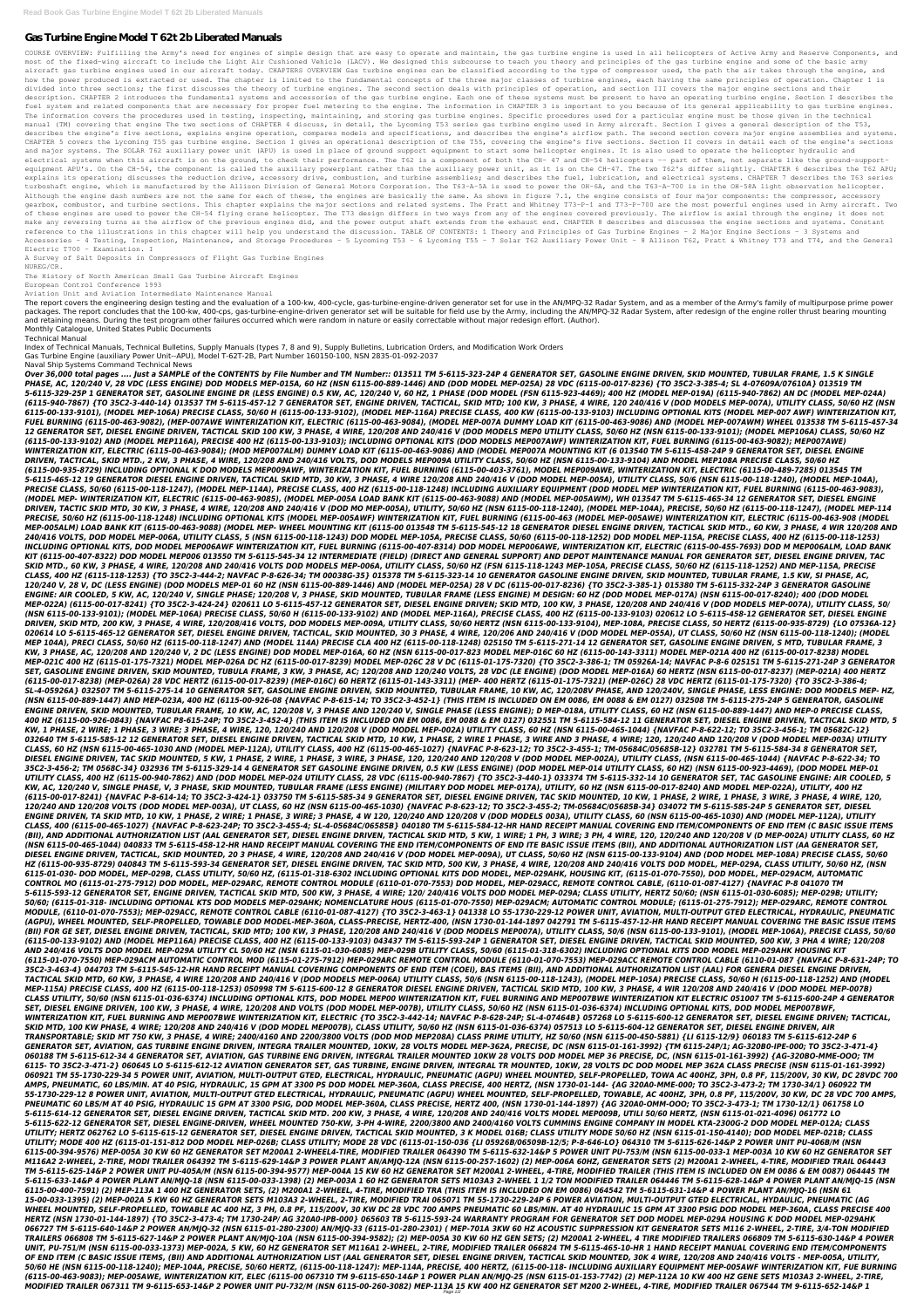# Gas Turbine Engine Model T 62t 2b Liberated Manuals

COURSE OVERVIEW: Fulfilling the Army's need for engines of simple design that are easy to operate and maintain, the gas turbine engine is used in all helicopters of Active Army and Reserve Components, and most of the fixed-wing aircraft to include the Light Air Cushioned Vehicle (LACV). We designed this subcourse to teach you theory and principles of the gas turbine engine and some of the basic army aircraft gas turbine engines used in our aircraft today. CHAPTERS OVERVIEW Gas turbine engines can be classified according to the type of compressor used, the path the air takes through the engine, and how the power produced is extracted or used. The chapter is limited to the fundamental concepts of the three major classes of turbine engines, each having the same principles of operation. Chapter 1 is divided into three sections; the first discusses the theory of turbine engines. The second section deals with principles of operation, and section III covers the major engine sections and their description. CHAPTER 2 introduces the fundamental systems and accessories of the gas turbine engine. Each one of these systems must be present to have an operating turbine engine. Section I describes the fuel system and related components that are necessary for proper fuel metering to the engine. The information in CHAPTER 3 is important to you because of its general applicability to gas turbine engines. The information covers the procedures used in testing, inspecting, maintaining, and storing gas turbine engines. Specific procedures used for a particular engine must be those given in the technical manual (TM) covering that engine The two sections of CHAPTER 4 discuss, in detail, the Lycoming T53 series gas turbine engine used in Army aircraft. Section I gives a general description of the T53, describes the engine's five sections, explains engine operation, compares models and specifications, and describes the engine's airflow path. The second section covers major engine assemblies and systems. CHAPTER 5 covers the Lycoming T55 gas turbine engine. Section I gives an operational description of the T55, covering the engine's five sections. Section II covers in detail each of the engine's sections and major systems. The SOLAR T62 auxiliary power unit (APU) is used in place of ground support equipment to start some helicopter engines. It is also used to operate the helicopter hydraulic and electrical systems when this aircraft is on the ground, to check their performance. The T62 is a component of both the CH- 47 and CH-54 helicopters -- part of them, not separate like the ground-support-equipment APU's. On the CH-54, the component is called the auxiliary powerplant rather than the auxiliary power unit, as it is on the CH-47. The two T62's differ slightly. CHAPTER 6 describes the T62 APU; explains its operation; discusses the reduction drive, accessory drive, combustion, and turbine assemblies; and describes the fuel, lubrication, and electrical systems. CHAPTER 7 describes the T63 series turboshaft engine, which is manufactured by the Allison Division of General Motors Corporation. The T63-A-5A is used to power the OH-6A, and the T63-A-700 is used in the OH-58A light observation helicopter. Although the engine dash numbers are not the same for each of these, the engines are basically the same. As shown in figure 7.1, the engine consists of four major components: the compressor, accessory gearbox, combustor, and turbine sections. This chapter explains the major sections and related systems. The Pratt and Whitney T73-P-1 and T73-P-700 are the most powerful engines used in Army aircraft. Two of these engines are used to power the CH-54 flying crane helicopter. The T73 design differs in two ways from any of the engines covered previously. The airflow is axial through the engine; it does not make any reversing turns as the airflow of the previous engines did, and the power output shaft extends from the exhaust end. CHAPTER 8 describes and discusses the engine sections and systems. Constant reference to the illustrations in this chapter will help you understand the discussion. TABLE OF CONTENTS: 1 Theory and Principles of Gas Turbine Engines - 2 Major Engine Sections - 3 Systems and Accessories - 4 Testing, Inspection, Maintenance, and Storage Procedures - 5 Lycoming T53 - 6 Lycoming T55 - 7 Solar T62 Auxiliary Power Unit - 8 Allison T62, Pratt & Whitney T73 and T74, and the General Electric T700 - Examination. I

A Survey of Salt Deposits in Compressors of Flight Gas Turbine Engines

NUREG/CR.

The History of North American Small Gas Turbine Aircraft Engines

European Control Conference 1993

Aviation Unit and Aviation Intermediate Maintenance Manual

The report covers the engineering design testing and the evaluation of a 100-kw, 400-cycle, gas-turbine-engine-driven generator set for use in the AN/MPQ-32 Radar System, and as a member of the Army's family of multipurpose prime power packages. The report concludes that the 100-kw, 400-cps, gas-turbine-engine-driven generator set will be suitable for field use by the Army, including the AN/MPQ-32 Radar System, after redesign of the engine roller thrust bearing mounting and retaining means. During the test program other failures occurred which were random in nature or easily correctable without major redesign effort. (Author).

Monthly Catalogue, United States Public Documents

Technical Manual

Index of Technical Manuals, Technical Bulletins, Supply Manuals (types 7, 8 and 9), Supply Bulletins, Lubrication Orders, and Modification Work Orders

Gas Turbine Engine (Auxiliary Power Unit--APU), Model T-62T-2B, Part Number 160150-100, NSN 2835-01-092-2037

Naval Ship Systems Command Technical News

*Over 36,000 total pages .... Just a SAMPLE of the CONTENTS by File Number and TM Number:: 013511 TM 5-6115-323-24P 4 GENERATOR SET, GASOLINE ENGINE DRIVEN, SKID MOUNTED, TUBULAR FRAME, 1.5 K SINGLE PHASE, AC, 120/240 V, 28 VDC (LESS ENGINE) DOD MODELS MEP-015A, 60 HZ (NSN 6115-00-889-1446) AND (DOD MODEL MEP-025A) 28 VDC (6115-00-017-8236) {TO 35C2-3-385-4; SL 4-07609A/07610A} 013519 TM 5-6115-329-25P 1 GENERATOR SET, GASOLINE ENGINE DR (LESS ENGINE) 0.5 KW, AC, 120/240 V, 60 HZ, 1 PHASE (DOD MODEL (FSN 6115-923-4469); 400 HZ (MODEL MEP-019A) (6115-940-7862) AN DC (MODEL MEP-024A) (6115-940-7867) {TO 35C2-3-440-14} 013537 TM 5-6115-457-12 7 GENERATOR SET, ENGINE DRIVEN, TACTICAL, SKID MTD; 100 KW, 3 PHASE, 4 WIRE, 120 240/416 V (DOD MODELS MEP-007A), UTILITY CLASS, 50/60 HZ (NSN 6115-00-133-9101), (MODEL MEP-106A) PRECISE CLASS, 50/60 H (6115-00-133-9102), (MODEL MEP-116A) PRECISE CLASS, 400 KW (6115-00-133-9103) INCLUDING OPTIONAL KITS (MODEL MEP-007 AWF) WINTERIZATION KIT, FUEL BURNING (6115-00-463-9082), (MEP-007AWE WINTERIZATION KIT, ELECTRIC (6115-00-463-9084), (MODEL MEP-007A DUMMY LOAD KIT (6115-00-463-9086) AND (MODEL MEP-007AWM) WHEEL 013538 TM 5-6115-457-34 12 GENERATOR SET, DIESEL ENGINE DRIVEN, TACTICAL SKID 100 KW, 3 PHASE, 4 WIRE, 120/208 AND 240/416 V (DOD MODELS MEP0 UTILITY CLASS, 50/60 HZ (NSN 6115-00-133-9101); (MODEL MEP106A) CLASS, 50/60 HZ (6115-00-133-9102) AND (MODEL MEP116A), PRECISE 400 HZ (6115-00-133-9103); INCLUDING OPTIONAL KITS (DOD MODELS MEP007AWF) WINTERIZATION KIT, FUEL BURNING (6115-00-463-9082); MEP007AWE) WINTERIZATION KIT, ELECTRIC (6115-00-463-9084); (MOD MEP007ALM) DUMMY LOAD KIT (6115-00-463-9086) AND (MODEL MEP007A MOUNTING KIT (6 013540 TM 5-6115-458-24P 9 GENERATOR SET, DIESEL ENGINE DRIVEN, TACTICAL, SKID MTD., 2 KW, 3 PHASE, 4 WIRE, 120/208 AND 240/416 VOLTS, DOD MODELS MEP009A UTILITY CLASS, 50/60 HZ (NSN 6115-00-133-9104) AND MODEL MEP108A PRECISE CLASS, 50/60 HZ (6115-00-935-8729) INCLUDING OPTIONAL K DOD MODELS MEP009AWF, WINTERIZATION KIT, FUEL BURNING (6115-00-403-3761), MODEL MEP009AWE, WINTERIZATION KIT, ELECTRIC (6115-00-489-7285) 013545 TM 5-6115-465-12 19 GENERATOR DIESEL ENGINE DRIVEN, TACTICAL SKID MTD, 30 KW, 3 PHASE, 4 WIRE 120/208 AND 240/416 V (DOD MODEL MEP-005A), UTILITY CLASS, 50/6 (NSN 6115-00-118-1240), (MODEL MEP-104A), PRECISE CLASS, 50/60 (6115-00-118-1247), (MODEL MEP-114A), PRECISE CLASS, 400 HZ (6115-00-118-1248) INCLUDING AUXILIARY EQUIPMENT (DOD MODEL MEP WINTERIZATION KIT, FUEL BURNING (6115-00-463-9083), (MODEL MEP- WINTERIZATION KIT, ELECTRIC (6115-00-463-9085), (MODEL MEP-005A LOAD BANK KIT (6115-00-463-9088) AND (MODEL MEP-005AWM), WH 013547 TM 5-6115-465-34 12 GENERATOR SET, DIESEL ENGINE DRIVEN, TACTIC SKID MTD, 30 KW, 3 PHASE, 4 WIRE, 120/208 AND 240/416 V (DOD MO MEP-005A), UTILITY, 50/60 HZ (NSN 6115-00-118-1240), (MODEL MEP-104A), PRECISE, 50/60 HZ (6115-00-118-1247), (MODEL MEP-114 PRECISE, 50/60 HZ (6115-00-118-1248) INCLUDING OPTIONAL KITS (MODEL MEP-005AWF) WINTERIZATION KIT, FUEL BURNING (6115-00-463 (MODEL MEP-005AWE) WINTERIZATION KIT, ELECTRIC (6115-00-463-908 (MODEL MEP-005ALM) LOAD BANK KIT (6115-00-463-9088) (MODEL MEP- WHEEL MOUNTING KIT (6115-00 013548 TM 5-6115-545-12 18 GENERATOR DIESEL ENGINE DRIVEN, TACTICAL SKID MTD., 60 KW, 3 PHASE, 4 WIR 120/208 AND 240/416 VOLTS, DOD MODEL MEP-006A, UTILITY CLASS, 5 (NSN 6115-00-118-1243) DOD MODEL MEP-105A, PRECISE CLASS, 50/60 (6115-00-118-1252) DOD MODEL MEP-115A, PRECISE CLASS, 400 HZ (6115-00-118-1253) INCLUDING OPTIONAL KITS, DOD MODEL MEP006AWF WINTERIZATION KIT, FUEL BURNING (6115-00-407-8314) DOD MODEL MEP006AWE, WINTERIZATION KIT, ELECTRIC (6115-00-455-7693) DOD M MEP006ALM, LOAD BANK KIT (6115-00-407-8322) DOD MODEL MEP006 013550 TM 5-6115-545-34 12 INTERMEDIATE (FIELD) (DIRECT AND GENERAL SUPPORT) AND DEPOT MAINTENANCE MANUAL FOR GENERATOR SET, DIESEL ENGINE DRIVEN, TAC SKID MTD., 60 KW, 3 PHASE, 4 WIRE, 120/208 AND 240/416 VOLTS DOD MODELS MEP-006A, UTILITY CLASS, 50/60 HZ (FSN 6115-118-1243 MEP-105A, PRECISE CLASS, 50/60 HZ (6115-118-1252) AND MEP-115A, PRECISE CLASS, 400 HZ (6115-118-1253) {TO 35C2-3-444-2; NAVFAC P-8-626-34; TM 00038G-35} 015378 TM 5-6115-323-14 10 GENERATOR GASOLINE ENGINE DRIVEN, SKID MOUNTED, TUBULAR FRAME, 1.5 KW, SI PHASE, AC, 120/240 V, 28 V, DC (LESS ENGINE) (DOD MODELS MEP-01 60 HZ (NSN 6115-00-889-1446) AND (MODEL MEP-025A) 28 V DC (6115-00-017-8236) {TO 35C2-3-385-1} 015380 TM 5-6115-332-24P 3 GENERATOR GASOLINE ENGINE: AIR COOLED, 5 KW, AC, 120/240 V, SINGLE PHASE; 120/208 V, 3 PHASE, SKID MOUNTED, TUBULAR FRAME (LESS ENGINE) M DESIGN: 60 HZ (DOD MODEL MEP-017A) (NSN 6115-00-017-8240); 400 (DOD MODEL MEP-022A) (6115-00-017-8241) {TO 35C2-3-424-24} 020611 LO 5-6115-457-12 GENERATOR SET, DIESEL ENGINE DRIVEN; SKID MTD, 100 KW, 3 PHASE, 120/208 AND 240/416 V (DOD MODELS MEP-007A), UTILITY CLASS, 50/ (NSN 6115-00-133-9101); (MODEL MEP-106A) PRECISE CLASS, 50/60 H (6115-00-133-9102) AND (MODEL MEP-116A), PRECISE CLASS, 400 HZ (6115-00-133-9103) 020612 LO 5-6115-458-12 GENERATOR SET, DIESEL ENGINE DRIVEN, SKID MTD, 200 KW, 3 PHASE, 4 WIRE, 120/208/416 VOLTS, DOD MODELS MEP-009A, UTILITY CLASS, 50/60 HERTZ (NSN 6115-00-133-9104), MEP-108A, PRECISE CLASS, 50 HERTZ (6115-00-935-8729) (LO 07536A-12) 020614 LO 5-6115-465-12 GENERATOR SET, DIESEL ENGINE DRIVEN, TACTICAL, SKID MOUNTED, 30 3 PHASE, 4 WIRE, 120/206 AND 240/416 V (DOD MODEL MEP-005A), UT CLASS, 50/60 HZ (NSN 6115-00-118-1240); (MODEL MEP 104A), PRECI CLASS, 50/60 HZ (6115-00-118-1247) AND (MODEL 114A) PRECISE CLA 400 HZ (6115-00-118-1248) 025150 TM 5-6115-271-14 12 GENERATOR SET, GASOLINE ENGINE DRIVEN, S MTD, TUBULAR FRAME, 3 KW, 3 PHASE, AC, 120/208 AND 120/240 V, 2 DC (LESS ENGINE) DOD MODEL MEP-016A, 60 HZ (NSN 6115-00-017-823 MODEL MEP-016C 60 HZ (6115-00-143-3311) MODEL MEP-021A 400 HZ (6115-00-017-8238) MODEL MEP-021C 400 HZ (6115-01-175-7321) MODEL MEP-026A DC HZ (6115-00-017-8239) MODEL MEP-026C 28 V DC (6115-01-175-7320) {TO 35C2-3-386-1; TM 05926A-14; NAVFAC P-8-6 025151 TM 5-6115-271-24P 3 GENERATOR SET, GASOLINE ENGINE DRIVEN, SKID MOUNTED, TUBULA FRAME, 3 KW, 3 PHASE, AC; 120/208 AND 120/240 VOLTS, 28 VDC (LE ENGINE) (DOD MODEL MEP-016A) 60 HERTZ (NSN 6115-00-017-8237) (MEP-021A) 400 HERTZ (6115-00-017-8238) (MEP-026A) 28 VDC HERTZ (6115-00-017-8239) (MEP-016C) 60 HERTZ (6115-01-143-3311) (MEP-021C) 400 HERTZ (6115-01-175-7321) (MEP-026C) 28 VDC HERTZ (6115-01-175-7320) {TO 35C2-3-386-4; SL-4-05926A} 032507 TM 5-6115-275-14 10 GENERATOR SET, GASOLINE ENGINE DRIVEN, SKID MOUNTED, TUBULAR FRAME, 10 KW, AC, 120/208V PHASE, AND 120/240V, SINGLE PHASE, LESS ENGINE: DOD MODELS MEP- HZ, (NSN 6115-00-889-1447) AND MEP-023A, 400 HZ (6115-00-926-08 {NAVFAC P-8-615-14; TO 35C2-3-452-1} (THIS ITEM IS INCLUDED ON EM 0086, EM 0088 & EM 0127) 032508 TM 5-6115-275-24P 5 GENERATOR, GASOLINE ENGINE DRIVEN, SKID MOUNTED, TUBULAR FRAME, 10 KW, AC, 120/208 V, 3 PHASE AND 120/240 V, SINGLE PHASE (LESS ENGINE); D MEP-018A, UTILITY CLASS, 60 HZ (NSN 6115-00-889-1447) AND MEP-0 PRECISE CLASS, 400 HZ (6115-00-926-0843) {NAVFAC P8-615-24P; TO 35C2-3-452-4} (THIS ITEM IS INCLUDED ON EM 0086, EM 0088 & EM 0127) 032551 TM 5-6115-584-12 11 GENERATOR SET, DIESEL ENGINE DRIVEN, TACTICAL SKID MTD, 5 KW, 1 PHASE, 2 WIRE; 1 PHASE, 3 WIRE; 3 PHASE, 4 WIRE, 120, 120/240 AND 120/208 V (DOD MODEL MEP-002A) UTILITY CLASS, 60 HZ (NSN 6115-00-465-1044) {NAVFAC P-8-622-12; TO 35C2-3-456-1; TM 05682C-12} 032640 TM 5-6115-585-12 12 GENERATOR SET, DIESEL ENGINE DRIVEN, TACTICAL SKID MTD, 10 KW, 1 PHASE, 2 WIRE 1 PHASE, 3 WIRE AND 3 PHASE, 4 WIRE; 120, 120/240 AND 120/208 V (DOD MODEL MEP-003A) UTILITY CLASS, 60 HZ (NSN 6115-00-465-1030 AND (MODEL MEP-112A), UTILITY CLASS, 400 HZ (6115-00-465-1027) {NAVFAC P-8-623-12; TO 35C2-3-455-1; TM-05684C/05685B-12} 032781 TM 5-6115-584-34 8 GENERATOR SET, DIESEL ENGINE DRIVEN, TAC SKID MOUNTED, 5 KW, 1 PHASE, 2 WIRE, 1 PHASE, 3 WIRE, 3 PHASE, 120, 120/240 AND 120/208 V (DOD MODEL MEP-002A), UTILITY CLASS, (NSN 6115-00-465-1044) {NAVFAC P-8-622-34; TO 35C2-3-456-2; TM 05682C-34} 032936 TM 5-6115-329-14 4 GENERATOR SET GASOLINE ENGINE DRIVEN, 0.5 KW (LESS ENGINE) (DOD MODEL MEP-014 UTILITY CLASS, 60 HZ) (NSN 6115-00-923-4469), (DOD MODEL MEP-01 UTILITY CLASS, 400 HZ (6115-00-940-7862) AND (DOD MODEL MEP-024 UTILITY CLASS, 28 VDC (6115-00-940-7867) {TO 35C2-3-440-1} 033374 TM 5-6115-332-14 10 GENERATOR SET, TAC GASOLINE ENGINE: AIR COOLED, 5 KW, AC, 120/240 V, SINGLE PHASE, V, 3 PHASE, SKID MOUNTED, TUBULAR FRAME (LESS ENGINE) (MILITARY DOD MODEL MEP-017A), UTILITY, 60 HZ (NSN 6115-00-017-8240) AND MODEL MEP-022A), UTILITY, 400 HZ (6115-00-017-8241) {NAVFAC P-8-614-14; TO 35C2-3-424-1} 033750 TM 5-6115-585-34 9 GENERATOR SET, DIESEL ENGINE DRIVEN, TAC SKID MOUNTED, 10 KW, 1 PHASE, 2 WIRE, 1 PHASE, 3 WIRE, 3 PHASE, 4 WIRE, 120, 120/240 AND 120/208 VOLTS (DOD MODEL MEP-003A), UT CLASS, 60 HZ (NSN 6115-00-465-1030) {NAVFAC P-8-623-12; TO 35C2-3-455-2; TM-05684C/05685B-34} 034072 TM 5-6115-585-24P 5 GENERATOR SET, DIESEL ENGINE DRIVEN, TA SKID MTD, 10 KW, 1 PHASE, 2 WIRE; 1 PHASE, 3 WIRE; 3 PHASE, 4 W 120, 120/240 AND 120/208 V (DOD MODELS 003A), UTILITY CLASS, 60 (NSN 6115-00-465-1030) AND (MODEL MEP-112A), UTILITY CLASS, 400 (6115-00-465-1027) {NAVFAC P-8-623-24P; TO 35C2-3-455-4; SL-4-05684C/06585B} 040180 TM 5-6115-584-12-HR HAND RECEIPT MANUAL COVERING END ITEM/COMPONENTS OF END ITEM (C BASIC ISSUE ITEMS (BII), AND ADDITIONAL AUTHORIZATION LIST (AAL GENERATOR SET, DIESEL ENGINE DRIVEN, TACTICAL SKID MTD, 5 KW, 1 WIRE; 1 PH, 3 WIRE; 3 PH, 4 WIRE, 120, 120/240 AND 120/208 V (D MEP-002A) UTILITY CLASS, 60 HZ (NSN 6115-00-465-1044) 040833 TM 5-6115-458-12-HR HAND RECEIPT MANUAL COVERING THE END ITEM/COMPONENTS OF END ITE BASIC ISSUE ITEMS (BII), AND ADDITIONAL AUTHORIZATION LIST (AA GENERATOR SET, DIESEL ENGINE DRIVEN, TACTICAL, SKID MOUNTED, 20 3 PHASE, 4 WIRE, 120/208 AND 240/416 V (DOD MODEL MEP-009A), UT CLASS, 50/60 HZ (NSN 6115-00-133-9104) AND (DOD MODEL MEP-108A) PRECISE CLASS, 50/60 HZ (6115-00-935-8729) 040843 TM 5-6115-593-34 GENERATOR SET, DIESEL ENGINE DRIVEN, TAC SKID MTD, 100 KW, 3 PHASE, 4 WIRE, 120/208 AND 240/416 VOLTS DOD MODEL, MEP-029A, CLASS UTILITY, 50/60 HZ, (NSN 6115-01-030- DOD MODEL, MEP-029B, CLASS UTILITY, 50/60 HZ, (6115-01-318-6302 INCLUDING OPTIONAL KITS DOD MODEL, MEP-029AHK, HOUSING KIT, (6115-01-070-7550), DOD MODEL, MEP-029ACM, AUTOMATIC CONTROL MO (6115-01-275-7912) DOD MODEL, MEP-029ARC, REMOTE CONTROL MODULE (6110-01-070-7553) DOD MODEL, MEP-029ACC, REMOTE CONTROL CABLE, (6110-01-087-4127) {NAVFAC P-8 041070 TM 5-6115-593-12 GENERATOR SET, ENGINE DRIVEN, TACTICAL SKID MTD, 500 KW, 3 PHASE, 4 WIRE; 120/ 240/416 VOLTS DOD MODEL MEP-029A; CLASS UTILITY, HERTZ 50/60; (NSN 6115-01-030-6085); MEP-029B; UTILITY; 50/60; (6115-01-318- INCLUDING OPTIONAL KITS DOD MODELS MEP-029AHK; NOMENCLATURE HOUS (6115-01-070-7550) MEP-029ACM; AUTOMATIC CONTROL MODULE; (6115-01-275-7912); MEP-029ARC, REMOTE CONTROL MODULE, (6110-01-070-7553); MEP-029ACC, REMOTE CONTROL CABLE (6110-01-087-4127) {TO 35C2-3-463-1} 041338 LO 55-1730-229-12 POWER UNIT, AVIATION, MULTI-OUTPUT GTED ELECTRICAL, HYDRAULIC, PNEUMATIC (AGPU), WHEEL MOUNTED, SELF-PROPELLED, TOWABLE DOD MODEL-MEP-360A, CLASS-PRECISE, HERTZ-400, (NSN 1730-01-144-1897 042791 TM 5-6115-457-12-HR HAND RECEIPT MANUAL COVERING THE BASIC ISSUE ITEMS (BII) FOR GE SET, DIESEL ENGINE DRIVEN, TACTICAL, SKID MTD; 100 KW, 3 PHASE, 120/208 AND 240/416 V (DOD MODELS MEP007A), UTILITY CLASS, 50/6 (NSN 6115-00-133-9101), (MODEL MEP-106A), PRECISE CLASS, 50/60 (6115-00-133-9102) AND (MODEL MEP116A) PRECISE CLASS, 400 HZ (6115-00-133-9103) 043437 TM 5-6115-593-24P 1 GENERATOR SET, DIESEL ENGINE DRIVEN, TACTICAL SKID MOUNTED, 500 KW, 3 PHA 4 WIRE; 120/208 AND 240/416 VOLTS DOD MODEL MEP-029A UTILITY CL 50/60 HZ (NSN 6115-01-030-6085) MEP-029B UTILITY CLASS, 50/60 HZ (6115-01-318-6302) INCLUDING OPTIONAL KITS DOD MODEL MEP-029AHK HOUSING KIT (6115-01-070-7550) MEP-029ACM AUTOMATIC CONTROL MOD (6115-01-275-7912) MEP-029ARC REMOTE CONTROL MODULE (6110-01-070-7553) MEP-029ACC REMOTE CONTROL CABLE (6110-01-087 {NAVFAC P-8-631-24P; TO 35C2-3-463-4} 044703 TM 5-6115-545-12-HR HAND RECEIPT MANUAL COVERING COMPONENTS OF END ITEM (COEI), BAS ITEMS (BII), AND ADDITIONAL AUTHORIZATION LIST (AAL) FOR GENERA DIESEL ENGINE DRIVEN, TACTICAL SKID MTD, 60 KW, 3 PHASE, 4 WIRE 120/208 AND 240/416 V (DOD MODELS MEP-006A) UTILITY CLASS, 50/6 (NSN 6115-00-118-1243), (MODEL MEP-105A) PRECISE CLASS, 50/60 H (6115-00-118-1252) AND (MODEL MEP-115A) PRECISE CLASS, 400 HZ (6115-00-118-1253) 050998 TM 5-6115-600-12 8 GENERATOR DIESEL ENGINE DRIVEN, TACTICAL SKID MTD, 100 KW, 3 PHASE, 4 WIR 120/208 AND 240/416 V (DOD MODEL MEP-007B) CLASS UTILITY, 50/60 (NSN 6115-01-036-6374) INCLUDING OPTIONAL KITS, DOD MODEL MEP00 WINTERIZATION KIT, FUEL BURNING AND MEP007BWE WINTERIZATION KIT ELECTRIC 051007 TM 5-6115-600-24P 4 GENERATOR SET, DIESEL ENGINE DRIVEN, 100 KW, 3 PHASE, 4 WIRE, 120/208 AND VOLTS (DOD MODEL MEP-007B), UTILITY CLASS, 50/60 HZ (NSN 6115-01-036-6374) INCLUDING OPTIONAL KITS, DOD MODEL MEP007BWF, WINTERIZATION KIT, FUEL BURNING AND MEP007BWE WINTERIZATION KIT, ELECTRIC {TO 35C2-3-442-14; NAVFAC P-8-628-24P; SL-4-07464B} 057268 LO 5-6115-600-12 GENERATOR SET, DIESEL ENGINE DRIVEN; TACTICAL, SKID MTD, 100 KW PHASE, 4 WIRE, 120/208 AND 240/416 V (DOD MODEL MEP007B), CLASS UTILITY, 50/60 HZ (NSN 6115-01-036-6374) 057513 LO 5-6115-604-12 GENERATOR SET, DIESEL ENGINE DRIVEN, AIR TRANSPORTABLE; SKID MT 750 KW, 3 PHASE, 4 WIRE; 2400/4160 AND 2200/3800 VOLTS (DOD MOD MEP208A) CLASS PRIME UTILITY, HZ 50/60 (NSN 6115-00-450-5881) {LI 6115-12/9} 060183 TM 5-6115-612-24P 6 GENERATOR SET, AVIATION, GAS TURBINE ENGINE DRIVEN, INTEGRA TRAILER MOUNTED, 10KW, 28 VOLTS MODEL MEP-362A, PRECISE, DC (NSN 6115-01-161-3992) {TM 6115-24P/1; AG-320B0-IPE-000; TO 35C2-3-471-4} 060188 TM 5-6115-612-34 4 GENERATOR SET, AVIATION, GAS TURBINE ENG DRIVEN, INTEGRAL TRAILER MOUNTED 10KW 28 VOLTS DOD MODEL MEP 36 PRECISE, DC, (NSN 6115-01-161-3992) {AG-320B0-MME-000; TM 6115- TO 35C2-3-471-2} 060645 LO 5-6115-612-12 AVIATION GENERATOR SET, GAS TURBINE, ENGINE DRIVEN, INTEGRAL TR MOUNTED, 10KW, 28 VOLTS DC DOD MODEL MEP 362A CLASS PRECISE (NSN 6115-01-161-3992) 060921 TM 55-1730-229-34 5 POWER UNIT, AVIATION, MULTI-OUTPUT GTED, ELECTRICAL, HYDRAULIC, PNEUMATIC (AGPU) WHEEL MOUNTED, SELF-PROPELLED, TOWA AC 400HZ, 3PH, 0.8 PF, 115/200V, 30 KW, DC 28VDC 700 AMPS, PNEUMATIC 60 LBS/MIN. AT 40 PSIG, HYDRAULIC, 15 GPM AT 3300 PS DOD MODEL MEP-360A, CLASS PRECISE, 400 HERTZ, (NSN 1730-01-144- {AG 320A0-MME-000; TO 35C2-3-473-2; TM 1730-34/1} 060922 TM 55-1730-229-12 8 POWER UNIT, AVIATION, MULTI-OUTPUT GTED ELECTRICAL, HYDRAULIC, PNEUMATIC (AGPU) WHEEL MOUNTED, SELF-PROPELLED, TOWABLE, AC 400HZ, 3PH, 0.8 PF, 115/200V, 30 KW, DC 28 VDC 700 AMPS, PNEUMATIC 60 LBS/M AT 40 PSIG, HYDRAULIC 15 GPM AT 3300 PSIG, DOD MODEL MEP-360A, CLASS PRECISE, HERTZ 400, (NSN 1730-01-144-1897) {AG 320A0-OMM-000; TO 35C2-3-473-1; TM 1730-12/1} 061758 LO 5-6115-614-12 GENERATOR SET, DIESEL ENGINE-DRIVEN, TACTICAL SKID MTD. 200 KW, 3 PHASE, 4 WIRE, 120/208 AND 240/416 VOLTS MODEL MEP009B, UTILI 50/60 HERTZ, (NSN 6115-01-021-4096) 061772 LO 5-6115-622-12 GENERATOR SET, DIESEL ENGINE-DRIVEN, WHEEL MOUNTED 750-KW, 3-PH 4-WIRE, 2200/3800 AND 2400/4160 VOLTS CUMMINS ENGINE COMPANY IN MODEL KTA-2300G-2 DOD MODEL MEP-012A; CLASS UTILITY; HERTZ 062762 LO 5-6115-615-12 GENERATOR SET, DIESEL ENGINE DRIVEN, TACTICAL SKID MOUNTED, 3 K MODEL 016B; CLASS UTILITY MODE 50/60 HZ (NSN 6115-01-150-4140); DOD MODEL MEP-021B; CLASS UTILITY; MODE 400 HZ (6115-01-151-812 DOD MODEL MEP-026B; CLASS UTILITY; MODE 28 VDC (6115-01-150-036 {LI 05926B/06509B-12/5; P-8-646-LO} 064310 TM 5-6115-626-14&P 2 POWER UNIT PU-406B/M (NSN 6115-00-394-9576) MEP-005A 30 KW 60 HZ GENERATOR SET M200A1 2-WHEEL4-TIRE, MODIFIED TRAILER 064390 TM 5-6115-632-14&P 5 POWER UNIT PU-753/M (NSN 6115-00-033-1 MEP-003A 10 KW 60 HZ GENERATOR SET M116A2 2-WHEEL, 2-TIRE, MODI TRAILER 064392 TM 5-6115-629-14&P 3 POWER PLANT AN/AMQ-12A (NSN 6115-00-257-1602) (2) MEP-006A 60HZ, GENERATOR SETS (2) M200A1 2-WHEEL, 4-TIRE, MODIFIED TRAIL 064443 TM 5-6115-625-14&P 2 POWER UNIT PU-405A/M (NSN 6115-00-394-9577) MEP-004A 15 KW 60 HZ GENERATOR SET M200A1 2-WHEEL, 4-TIRE, MODIFIED TRAILER (THIS ITEM IS INCLUDED ON EM 0086 & EM 0087) 064445 TM 5-6115-633-14&P 4 POWER PLANT AN/MJQ-18 (NSN 6115-00-033-1398) (2) MEP-003A 1 60 HZ GENERATOR SETS M103A3 2-WHEEL 1 1/2 TON MODIFIED TRAILER 064446 TM 5-6115-628-14&P 4 POWER PLANT AN/MJQ-15 (NSN 6115-00-400-7591) (2) MEP-113A 1 400 HZ GENERATOR SETS, (2) M200A1 2-WHEEL, 4-TIRE, MODIFIED TRA (THIS ITEM IS INCLUDED ON EM 0086) 064542 TM 5-6115-631-14&P 4 POWER PLANT AN/MJQ-16 (NSN 61 15-00-033-1395) (2) MEP-002A 5 KW 60 HZ GENERATOR SETS M103A3 2-WHEEL, 2-TIRE, MODIFIED TRAI 065071 TM 55-1730-229-24P 6 POWER AVIATION, MULTI-OUTPUT GTED ELECTRICAL, HYDRAULIC, PNEUMATIC (AG WHEEL MOUNTED, SELF-PROPELLED, TOWABLE AC 400 HZ, 3 PH, 0.8 PF, 115/200V, 30 KW DC 28 VDC 700 AMPS PNEUMATIC 60 LBS/MIN. AT 40 HYDRAULIC 15 GPM AT 3300 PSIG DOD MODEL MEP-360A, CLASS PRECISE 400 HERTZ (NSN 1730-01-144-1897) {TO 35C2-3-473-4; TM 1730-24P; AG 320A0-IPB-000} 065603 TB 5-6115-593-24 WARRANTY PROGRAM FOR GENERATOR SET DOD MODEL MEP-029A HOUSING K DOD MODEL MEP-029AHK 066727 TM 5-6115-640-14&P 2 POWER AN/MJQ-32 (NSN 6115-01-280-2300) AN/MJQ-33 (6115-01-280-2301) ( MEP-701A 3KW 60 HZ ACOUSTIC SUPPRESSION KIT GENERATOR SETS M116 2-WHEEL, 2-TIRE, 3/4-TON MODIFIED TRAILERS 066808 TM 5-6115-627-14&P 2 POWER PLANT AN/MJQ-10A (NSN 6115-00-394-9582); (2) MEP-005A 30 KW 60 HZ GEN SETS; (2) M200A1 2-WHEEL, 4 TIRE MODIFIED TRAILERS 066809 TM 5-6115-630-14&P 4 POWER UNIT, PU-751/M (NSN 6115-00-033-1373) MEP-002A, 5 KW, 60 HZ GENERATOR SET M116A1 2-WHEEL, 2-TIRE, MODIFIED TRAILER 066824 TM 5-6115-465-10-HR 1 HAND RECEIPT MANUAL COVERING END ITEM/COMPONENTS OF END ITEM (C BASIC ISSUE ITEMS, (BII) AND ADDITIONAL AUTHORIZATION LIST (AAL GENERATOR SET, DIESEL ENGINE DRIVEN, TACTICAL SKID MOUNTED, 30K 4 WIRE, 120/208 AND 240/416 VOLTS - MEP-005A, UTILITY, 50/60 HZ (NSN 6115-00-118-1240); MEP-104A, PRECISE, 50/60 HERTZ, (6115-00-118-1247); MEP-114A, PRECISE, 400 HERTZ, (6115-00-118- INCLUDING AUXILIARY EQUIPMENT MEP-005AWF WINTERIZATION KIT, FUE BURNING (6115-00-463-9083); MEP-005AWE, WINTERIZATION KIT, ELEC (6115-00 067310 TM 9-6115-650-14&P 1 POWER PLAN AN/MJQ-25 (NSN 6115-01-153-7742) (2) MEP-112A 10 KW 400 HZ GENE SETS M103A3 2-WHEEL, 2-TIRE, MODIFIED TRAILER 067311 TM 9-6115-653-14&P 2 POWER UNIT PU-732/M (NSN 6115-00-260-3082) MEP-113A 15 KW 400 HZ GENERATOR SET M200 2-WHEEL, 4-TIRE, MODIFIED TRAILER 067544 TM 9-6115-652-14&P 1*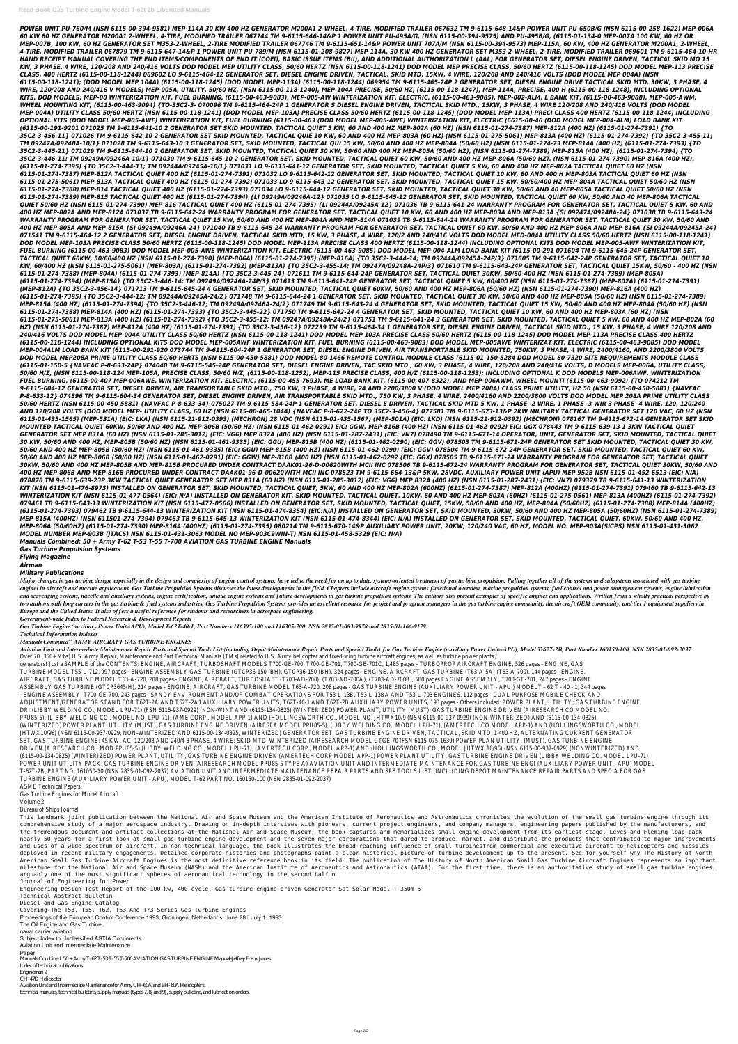*POWER UNIT PU-760/M (NSN 6115-00-394-9581) MEP-114A 30 KW 400 HZ GENERATOR M200A1 2-WHEEL, 4-TIRE, MODIFIED TRAILER 067632 TM 9-6115-648-14&P POWER UNIT PU-650B/G (NSN 6115-00-258-1622) MEP-006A 60 KW 60 HZ GENERATOR M200A1 2-WHEEL, 4-TIRE, MODIFIED TRAILER 067744 TM 9-6115-646-14&P 1 POWER UNIT PU-495A/G, (NSN 6115-00-394-9575) AND PU-495B/G, (6115-01-134-0 MEP-007A 100 KW, 60 HZ OR MEP-007B, 100 KW, 60 HZ GENERATOR SET M353-2-WHEEL, 2-TIRE MODIFIED TRAILER 067746 TM 9-6115-651-14&P POWER UNIT 707A/M (NSN 6115-00-394-9573) MEP-115A, 60 KW, 400 HZ GENERATOR M200A1, 2-WHEEL, 4-TIRE, MODIFIED TRAILER 067879 TM 9-6115-647-14&P 1 POWER UNIT PU-789/M (NSN 6115-01-208-9827) MEP-114A, 30 KW 400 HZ GENERATOR SET M353 2-WHEEL, 2-TIRE, MODIFIED TRAILER 069601 TM 9-6115-464-10-HR HAND RECEIPT MANUAL COVERING THE END ITEMS/COMPONENTS OF END IT (COEI), BASIC ISSUE ITEMS (BII), AND ADDITIONAL AUTHORIZATION L (AAL) FOR GENERATOR SET, DIESEL ENGINE DRIVEN, TACTICAL SKID MO 15 KW, 3 PHASE, 4 WIRE, 120/208 AND 240/416 VOLTS DOD MODEL MEP UTILITY CLASS, 50/60 HERTZ (NSN 6115-00-118-1241) DOD MODEL MEP PRECISE CLASS, 50/60 HERTZ (6115-00-118-1245) DOD MODEL MEP-113 PRECISE CLASS, 400 HERTZ (6115-00-118-1244) 069602 LO 9-6115-464-12 GENERATOR SET, DIESEL ENGINE DRIVEN, TACTICAL, SKID MTD, 15KW, 4 WIRE, 120/208 AND 240/416 VOLTS (DOD MODEL MEP 004A) (NSN 6115-00-118-1241); (DOD MODEL MEP 104A) (6115-00-118-1245) (DOD MODEL MEP-113A) (6115-00-118-1244) 069954 TM 9-6115-465-24P 2 GENERATOR SET, DIESEL ENGINE DRIVE TACTICAL SKID MTD. 30KW, 3 PHASE, 4 WIRE, 120/208 AND 240/416 V MODELS; MEP-005A, UTILITY, 50/60 HZ, (NSN 6115-00-118-1240), MEP-104A PRECISE, 50/60 HZ, (NSN 6115-00-118-1247), MEP-114A, PRECISE, 400 H (6115-00-118-1248), INCLUDING OPTIONAL KITS, DOD MODELS; MEP-00 WINTERIZATION KIT, FUEL BURNING, (6115-00-463-9083), MEP-005-AW WINTERIZATION KIT, ELECTRIC, (6115-00-463-9085), MEP-002-ALM, L BANK KIT, (6115-00-463-9088), MEP-005-AWM, WHEEL MOUNTING KIT, (6115-00-463-9094) {TO-35C2-3- 070096 TM 9-6115-464-24P 1 GENERATOR S DIESEL ENGINE DRIVEN, TACTICAL SKID MTD., 15KW, 3 PHASE, 4 WIRE 120/208 AND 240/416 VOLTS (DOD MODEL MEP-004A) UTILITY CLASS 50/60 HERTZ (NSN 6115-00-118-1241) (DOD MODEL MEP-103A) PRECISE CLASS 50/60 HERTZ (6115-00-118-1245) (DOD MODEL MEP-113A) PRECI CLASS 400 HERTZ (6115-00-118-1244) INCLUDING OPTIONAL KITS (DOD MODEL MEP-005-AWF) WINTERIZATION KIT, FUEL BURNING (6115-00-463 (DOD MODEL MEP-005-AWE) WINTERIZATION KIT, ELECTRIC (6615-00-46 (DOD MODEL MEP-004-ALM) LOAD BANK KIT (6115-00-191-9201 071025 TM 9-6115-641-10 2 GENERATOR SET SKID MOUNTED, TACTICAL QUIET 5 KW, 60 AND 400 HZ MEP-802A (60 HZ) (NSN 6115-01-274-7387) MEP-812A (400 HZ) (6115-01-274-7391) {TO 35C2-3-456-11} 071026 TM 9-6115-642-10 2 GENERATOR SET SKID MOUNTED, TACTICAL QUIE 10 KW, 60 AND 400 HZ MEP-803A (60 HZ) (NSN 6115-01-275-5061) MEP-813A (400 HZ) (6115-01-274-7392) {TO 35C2-3-455-11; TM 09247A/09248A-10/1} 071028 TM 9-6115-643-10 3 GENERATOR SET, SKID MOUNTED, TACTICAL QUI 15 KW, 50/60 AND 400 HZ MEP-804A (50/60 HZ) (NSN 6115-01-274-73 MEP-814A (400 HZ) (6115-01-274-7393) {TO 35C2-3-445-21} 071029 TM 9-6115-644-10 2 GENERATOR SET, SKID MOUNTED, TACTICAL QUIET 30 KW, 50/60 AND 400 HZ MEP-805A (50/60 HZ), (NSN 6115-01-274-7389) MEP-815A (400 HZ), (6115-01-274-7394) {TO 35C2-3-446-11; TM 09249A/09246A-10/1} 071030 TM 9-6115-645-10 2 GENERATOR SET, SKID MOUNTED, TACTICAL QUIET 60 KW, 50/60 AND 400 HZ MEP-806A (50/60 HZ), (NSN 6115-01-274-7390) MEP-816A (400 HZ), (6115-01-274-7395) {TO 35C2-3-444-11; TM 09244A/09245A-10/1} 071031 LO 9-6115-641-12 GENERATOR SET, SKID MOUNTED, TACTICAL QUIET 5 KW, 60 AND 400 HZ MEP-802A TACTICAL QUIET 60 HZ (NSN 6115-01-274-7387) MEP-812A TACTICAL QUIET 400 HZ (6115-01-274-7391) 071032 LO 9-6115-642-12 GENERATOR SET, SKID MOUNTED, TACTICAL QUIET 10 KW, 60 AND 400 H MEP-803A TACTICAL QUIET 60 HZ (NSN 6115-01-275-5061) MEP-813A TACTICAL QUIET 400 HZ (6115-01-274-7392) 071033 LO 9-6115-643-12 GENERATOR SET, SKID MOUNTED, TACTICAL QUIET 15 KW, 50/60/400 HZ MEP-804A TACTICAL QUIET 50/60 HZ (NSN 6115-01-274-7388) MEP-814 TACTICAL QUIET 400 HZ (6115-01-274-7393) 071034 LO 9-6115-644-12 GENERATOR SET, SKID MOUNTED, TACTICAL QUIET 30 KW, 50/60 AND 40 MEP-805A TACTICAL QUIET 50/60 HZ (NSN 6115-01-274-7389) MEP-815 TACTICAL QUIET 400 HZ (6115-01-274-7394) {LI 09249A/09246A-12} 071035 LO 9-6115-645-12 GENERATOR SET, SKID MOUNTED, TACTICAL QUIET 60 KW, 50/60 AND 40 MEP-806A TACTICAL QUIET 50/60 HZ (NSN 6115-01-274-7390) MEP-816 TACTICAL QUIET 400 HZ (6115-01-274-7395) {LI 09244A/09245A-12} 071036 TB 9-6115-641-24 WARRANTY PROGRAM FOR GENERATOR SET, TACTICAL QUIET 5 KW, 60 AND 400 HZ MEP-802A AND MEP-812A 071037 TB 9-6115-642-24 WARRANTY PROGRAM FOR GENERATOR SET, TACTICAL QUIET 10 KW, 60 AND 400 HZ MEP-803A AND MEP-813A {SI 09247A/09248A-24} 071038 TB 9-6115-643-24 WARRANTY PROGRAM FOR GENERATOR SET, TACTICAL QUIET 15 KW, 50/60 AND 400 HZ MEP-804A AND MEP-814A 071039 TB 9-6115-644-24 WARRANTY PROGRAM FOR GENERATOR SET, TACTICAL QUIET 30 KW, 50/60 AND 400 HZ MEP-805A AND MEP-815A {SI 09249A/09246A-24} 071040 TB 9-6115-645-24 WARRANTY PROGRAM FOR GENERATOR SET, TACTICAL QUIET 60 KW, 50/60 AND 400 HZ MEP-806A AND MEP-816A {SI 09244A/09245A-24} 071541 TM 9-6115-464-12 GENERATOR SET, DIESEL ENGINE DRIVEN, TACTICAL SKID MTD, 15 KW, 3 PHASE, 4 WIRE, 120/2 AND 240/416 VOLTS DOD MODEL MED-004A UTILITY CLASS 50/60 HERTZ (NSN 6115-00-118-1241) DOD MODEL MEP-103A PRECISE CLASS 50/60 HERTZ (6115-00-118-1245) DOD MODEL MEP-113A PRECISE CLASS 400 HERTZ (6115-00-118-1244) INCLUDING OPTIONAL KITS DOD MODEL MEP-005-AWF WINTERIZATION KIT, FUEL BURNING (6115-00-463-9083) DOD MODEL MEP-005-AWE WINTERIZATION KIT, ELECTRIC (6115-00-463-9085) DOD MODEL MEP-004-ALM LOAD BANK KIT (6115-00-291 071604 TM 9-6115-645-24P GENERATOR SET, TACTICAL QUIET 60KW, 50/60/400 HZ (NSN 6115-01-274-7390) (MEP-806A) (6115-01-274-7395) (MEP-816A) {TO 35C2-3-444-14; TM 09244A/09245A-24P/3} 071605 TM 9-6115-642-24P GENERATOR SET, TACTICAL QUIET 10 KW, 60/400 HZ (NSN 6115-01-275-5061) (MEP-803A) (6115-01-274-7392) (MEP-813A) {TO 35C2-3-455-14; TM 09247A/09248A-24P/3} 071610 TM 9-6115-643-24P GENERATOR SET, TACTICAL QUIET 15KW, 50/60 - 400 HZ (NSN 6115-01-274-7388) (MEP-804A) (6115-01-274-7393) (MEP-814A) {TO 35C2-3-445-24} 071611 TM 9-6115-644-24P GENERATOR SET, TACTICAL QUIET 30KW, 50/60-400 HZ (NSN 6115-01-274-7389) (MEP-805A) (6115-01-274-7394) (MEP-815A) {TO 35C2-3-446-14; TM 09249A/09246A-24P/3} 071613 TM 9-6115-641-24P GENERATOR SET, TACTICAL QUIET 5 KW, 60/400 HZ (NSN 6115-01-274-7387) (MEP-802A) (6115-01-274-7391) (MEP-812A) {TO 35C2-3-456-14} 071713 TM 9-6115-645-24 4 GENERATOR SET, SKID MOUNTED, TACTICAL QUIET 60KW, 50/60 AND 400 HZ MEP-806A (50/60 HZ) (NSN 6115-01-274-7390) MEP-816A (400 HZ) (6115-01-274-7395) {TO 35C2-3-444-12; TM 09244A/09245A-24/2} 071748 TM 9-6115-644-24 1 GENERATOR SET, SKID MOUNTED, TACTICAL QUIET 30 KW, 50/60 AND 400 HZ MEP-805A (50/60 HZ) (NSN 6115-01-274-7389) MEP-815A (400 HZ) (6115-01-274-7394) {TO 35C2-3-446-12; TM 09249A/09246A-24/2} 071749 TM 9-6115-643-24 4 GENERATOR SET, SKID MOUNTED, TACTICAL QUIET 15 KW, 50/60 AND 400 HZ MEP-804A (50/60 HZ) (NSN 6115-01-274-7388) MEP-814A (400 HZ) (6115-01-274-7393) {TO 35C2-3-445-22} 071750 TM 9-6115-642-24 4 GENERATOR SET, SKID MOUNTED, TACTICAL QUIET 10 KW, 60 AND 400 HZ MEP-803A (60 HZ) (NSN 6115-01-275-5061) MEP-813A (400 HZ) (6115-01-274-7392) {TO 35C2-3-455-12; TM 09247A/09248A-24/2} 071751 TM 9-6115-641-24 3 GENERATOR SET, SKID MOUNTED, TACTICAL QUIET 5 KW, 60 AND 400 HZ MEP-802A (60 HZ) (NSN 6115-01-274-7387) MEP-812A (400 HZ) (6115-01-274-7391) {TO 35C2-3-456-12} 072239 TM 9-6115-464-34 1 GENERATOR SET, DIESEL ENGINE DRIVEN, TACTICAL SKID MTD., 15 KW, 3 PHASE, 4 WIRE 120/208 AND 240/416 VOLTS DOD MODEL MEP-004A UTILITY CLASS 50/60 HERTZ (NSN 6115-00-118-1241) DOD MODEL MEP 103A PRECISE CLASS 50/60 HERTZ (6115-00-118-1245) DOD MODEL MEP-113A PRECISE CLASS 400 HERTZ (6115-00-118-1244) INCLUDING OPTIONAL KITS DOD MODEL MEP-005AWF WINTERIZATION KIT, FUEL BURNING (6115-00-463-9083) DOD MODEL MEP-005AWE WINTERIZAT KIT, ELECTRIC (6115-00-463-9085) DOD MODEL MEP-004ALM LOAD BANK KIT (6115-00-291-920 073744 TM 9-6115-604-24P 1 GENERATOR SET, DIESEL ENGINE DRIVEN, AIR TRANSPORTABLE SKID MOUNTED, 750KW, 3 PHASE, 4 WIRE, 2400/4160, AND 2200/3800 VOLTS DOD MODEL MEP208A PRIME UTILITY CLASS 50/60 HERTS (NSN 6115-00-450-5881) DOD MODEL 80-1466 REMOTE CONTROL MODULE CLASS (6115-01-150-5284 DOD MODEL 80-7320 SITE REQUIREMENTS MODULE CLASS (6115-01-150-5 {NAVFAC P-8-633-24P} 074040 TM 9-6115-545-24P GENERATOR SET, DIESEL ENGINE DRIVEN, TAC SKID MTD., 60 KW, 3 PHASE, 4 WIRE, 120/208 AND 240/416 VOLTS, D MODELS MEP-006A, UTILITY CLASS, 50/60 H/Z, (NSN 6115-00-118-124 MEP-105A, PRECISE CLASS, 50/60 H/Z, (6115-00-118-1252), MEP-115 PRECISE CLASS, 400 H/Z (6115-00-118-1253); INCLUDING OPTIONAL K DOD MODELS MEP-006AWF, WINTERIZATION FUEL BURNING, (6115-00-407 MEP-006AWE, WINTERIZATION KIT, ELECTRIC, (6115-00-455-7693), ME LOAD BANK KIT, (6115-00-407-8322), AND MEP-006AWM, WHEEL MOUNTI (6115-00-463-9092) {TO 074212 TM 9-6115-604-12 GENERATOR SET, DIESEL DRIVEN, AIR TRANSPORTABLE SKID MTD., 750 KW, 3 PHASE, 4 WIRE, 24 AND 2200/3800 V (DOD MODEL MEP 208A) CLASS PRIME UTILITY, HZ 50 (NSN 6115-00-450-5881) {NAVFAC P-8-633-12} 074896 TM 9-6115-604-34 GENERATOR SET, DIESEL ENGINE DRIVEN, AIR TRANSPORTABLE SKID MTD., 750 KW, 3 PHASE, 4 WIRE, 2400/4160 AND 2200/3800 VOLTS DOD MODEL MEP 208A PRIME UTILITY CLASS 50/60 HERTZ (NSN 6115-00-450-5881) {NAVFAC P-8-633-34} 075027 TM 9-6115-584-24P 1 GENERATOR SET, DIESEL E DRIVEN, TACTICAL SKID MTD 5 KW, 1 PHASE -2 WIRE, 1 PHASE -3 WIR 3 PHASE -4 WIRE, 120, 120/240 AND 120/208 VOLTS (DOD MODEL MEP- UTILITY CLASS, 60 HZ (NSN 6115-00-465-1044) {NAVFAC P-8-622-24P TO 35C2-3-456-4} 077581 TM 9-6115-673-13&P 2KW MILITARY TACTICAL GENERATOR SET 120 VAC, 60 HZ (NSN 6115-01-435-1565) (MEP-531A) (EIC: LKA) (NSN 6115-21-912-0393) (MECHRON) 28 VDC (NSN 6115-01-435-1567) (MEP-501A) (EIC: LKD) (NSN 6115-21-912-0392) (MECHRON) 078167 TM 9-6115-672-14 GENERATOR SET SKID MOUNTED TACTICAL QUIET 60KW, 50/60 AND 400 HZ, MEP-806B (50/60 HZ) (NSN 6115-01-462-0291) EIC: GGW, MEP-816B (400 HZ) (NSN 6115-01-462-0292) EIC: GGX 078443 TM 9-6115-639-13 1 3KW TACTICAL QUIET GENERATOR SET MEP 831A (60 HZ) (NSN 6115-01-285-3012) (EIC: VG6) MEP 832A (400 HZ) (NSN 6115-01-287-2431) (EIC: VN7) 078490 TM 9-6115-671-14 OPERATOR, UNIT, GENERATOR SET, SKID MOUNTED, TACTICAL QUIET 30 KW, 50/60 AND 400 HZ, MEP-805B (50/60 HZ) (NSN 6115-01-461-9335) (EIC: GGU) MEP-815B (400 HZ) (6115-01-462-0290) (EIC: GGV) 078503 TM 9-6115-671-24P GENERATOR SET SKID MOUNTED, TACTICAL QUIET 30 KW, 50/60 AND 400 HZ MEP-805B (50/60 HZ) (NSN 6115-01-461-9335) (EIC: GGU) MEP-815B (400 HZ) (NSN 6115-01-462-0290) (EIC: GGV) 078504 TM 9-6115-672-24P GENERATOR SET, SKID MOUNTED, TACTICAL QUIET 60 KW, 50/60 AND 400 HZ MEP-806B (50/60 HZ) (NSN 6115-01-462-0291) (EIC: GGW) MEP-816B (400 HZ) (NSN 6115-01-462-0292) (EIC: GGX) 078505 TB 9-6115-671-24 WARRANTY PROGRAM FOR GENERATOR SET, TACTICAL QUIET 30KW, 50/60 AND 400 HZ MEP-805B AND MEP-815B PROCURED UNDER CONTRACT DAAK01-96-D-00620WITH MCII INC 078506 TB 9-6115-672-24 WARRANTY PROGRAM FOR GENERATOR SET, TACTICAL QUIET 30KW, 50/60 AND 400 HZ MEP-806B AND MEP-816B PROCURED UNDER CONTRACT DAAK01-96-D-00620WITH MCII INC 078523 TM 9-6115-664-13&P 5KW, 28VDC, AUXILIARY POWER UNIT (APU) MEP 952B NSN 6115-01-452-6513 (EIC: N/A) 078878 TM 9-6115-639-23P 3KW TACTICAL QUIET GENERATOR SET MEP 831A (60 HZ) (NSN 6115-01-285-3012) (EIC: VG6) MEP 832A (400 HZ) (NSN 6115-01-287-2431) (EIC: VN7) 079379 TB 9-6115-641-13 WINTERIZATION KIT (NSN 6115-01-476-8973) INSTALLED ON GENERATOR SET, SKID MOUNTED, TACTICAL QUIET, 5KW, 60 AND 400 HZ MEP-802A (600HZ) (6115-01-274-7387) MEP-812A (400HZ) (6115-01-274-7391) 079460 TB 9-6115-642-13 WINTERIZATION KIT (NSN 6115-01-477-0564) (EIC: N/A) INSTALLED ON GENERATOR KIT, SKID MOUNTED, TACTICAL QUIET, 10KW, 60 AND 400 HZ MEP-803A (60HZ) (6115-01-275-0561) MEP-813A (400HZ) (6115-01-274-7392) 079461 TB 9-6115-643-13 WINTERIZATION KIT (NSN 6115-477-0566) INSTALLED ON GENERATOR SET, SKID MOUNTED, TACTICAL QUIET, 15KW, 50/60 AND 400 HZ, MEP-804A (50/60HZ) (6115-01-274-7388) MEP-814A (400HZ) (6115-01-274-7393) 079462 TB 9-6115-644-13 WINTERIZATION KIT (NSN 6115-01-474-8354) (EIC:N/A) INSTALLED ON GENERATOR SET, SKID MOUNTED, 30KW, 50/60 AND 400 HZ MEP-805A (50/60HZ) (NSN 6115-01-274-7389) MEP-815A (400HZ) (NSN 611501-274-7394) 079463 TB 9-6115-645-13 WINTERIZATION KIT (NSN 6115-01-474-8344) (EIC: N/A) INSTALLED ON GENERATOR SET, SKID MOUNTED, TACTICAL QUIET, 60KW, 50/60 AND 400 HZ, MEP-806A (50/60HZ) (6115-01-274-7390) MEP-816A (400HZ) (6115-01-274-7395) 080214 TM 9-6115-670-14&P AUXILIARY POWER UNIT, 20KW, 120/240 VAC, 60 HZ, MODEL NO. MEP-903A(SICPS) NSN 6115-01-431-3062 MODEL NUMBER MEP-903B (JTACS) NSN 6115-01-431-3063 MODEL NO MEP-903C9WIN-T) NSN 6115-01-458-5329 (EIC: N/A)*

*Manuals Combined: 50 + Army T-62 T-53 T-55 T-700 AVIATION GAS TURBINE ENGINE Manuals*

*Gas Turbine Propulsion Systems*

*Flying Magazine*

*Airman*

*Military Publications*

*Major changes in gas turbine design, especially in the design and complexity of engine control systems, have led to the need for an up to date, systems-oriented treatment of gas turbine propulsion. Pulling together all of the systems and subsystems associated with gas turbine engines in aircraft and marine applications, Gas Turbine Propulsion Systems discusses the latest developments in the field. Chapters include aircraft engine systems functional overview, marine propulsion systems, fuel control and power management systems, engine lubrication and scavenging systems, nacelle and ancillary systems, engine certification, unique engine systems and future developments in gas turbine propulsion systems. The authors also present examples of specific engines and applications. Written from a wholly practical perspective by two authors with long careers in the gas turbine & fuel systems industries, Gas Turbine Propulsion Systems provides an excellent resource for project and program managers in the gas turbine engine community, the aircraft OEM community, and tier 1 equipment suppliers in Europe and the United States. It also offers a useful reference for students and researchers in aerospace engineering.*

*Government-wide Index to Federal Research & Development Reports*

*Gas Turbine Engine (auxiliary Power Unit--APU), Model T-62T-40-1, Part Numbers 116305-100 and 116305-200, NSN 2835-01-083-9978 and 2835-01-166-9129*

*Technical Information Indexes*

*Manuals Combined" ARMY AIRCRAFT GAS TURBINE ENGINES*

*Aviation Unit and Intermediate Maintenance Repair Parts and Special Tools List (including Depot Maintenance Repair Parts and Special Tools) for Gas Turbine Engine (auxiliary Power Unit--APU), Model T-62T-2B, Part Number 160150-100, NSN 2835-01-092-2037*

Over 70 (350+ Mbs) U.S. Army Repair, Maintenance and Part Technical Manuals (TMs) related to U.S. Army helicopter and fixed-wing turbine aircraft engines, as well as turbine power plants / generators! Just a SAMPLE of the CONTENTS: ENGINE, AIRCRAFT, TURBOSHAFT MODELS T700-GE-700, T700-GE-701, T700-GE-701C, 1,485 pages - TURBOPROP AIRCRAFT ENGINE, 526 pages - ENGINE, GAS TURBINE MODEL T55-L-712, 997 pages - ENGINE ASSEMBLY GAS TURBINE (GTCP36-150 (BH), GTCP36-150 (BH), 324 pages - ENGINE, AIRCRAFT, GAS TURBINE (T63-A-5A) (T63-A-700), 144 pages - ENGINE, AIRCRAFT, GAS TURBINE MODEL T63-A-720, 208 pages - ENGINE, AIRCRAFT, TURBOSHAFT (T703-AD-700), (T703-AD-700A), (T703-AD-700B), 580 pages ENGINE ASSEMBLY, T700-GE-701, 247 pages - ENGINE ASSEMBLY GAS TURBINE (GTCP3645(H), 214 pages - ENGINE, AIRCRAFT, GAS TURBINE MODEL T63-A-720, 208 pages - GAS TURBINE ENGINE (AUXILIARY POWER UNIT - APU ) MODELT - 62 T - 40 - 1, 344 pages - ENGINE ASSEMBLY, T700-GE-700, 243 pages - SANDY ENVIRONMENT AND/OR COMBAT OPERATIONS FOR T53-L-13B, T53-L-13BA AND T53-L-703 ENGINES, 112 pages - DUAL PURPOSE MOBILE CHECK AND ADJUSTMENT/GENERATOR STAND FOR T62T-2A AND T62T-2A1 AUXILIARY POWER UNITS, T62T-40-1 AND T62T-2B AUXILIARY POWER UNITS, 193 pages - Others included: POWER PLANT, UTILITY; GAS TURBINE ENGINE DRI (LIBBY WELDING CO., MODEL LPU-71) (FSN 6115-937-0929) (NON-WINT AND (6115-134-0825) (WINTERIZED) POWER PLANT, UTILITY (MUST), GAS TURBINE ENGINE DRIVEN (AIRESEARCH MODEL PPU85-5); (LIBBY WELDING CO., MODEL NO. LPU-71); (AME CORP., MODEL APP-1) AND (HOLLINGSWORTH CO., MODEL NO. JHTWX10/9 (NSN 6115-00-937-0929) (NON-WINTERIZED) AND (6115-00-134-0825) (WINTERIZED) POWER PLANT, UTILITY (MUST), GAS TURBINE ENGINE DRIVEN (AIRESEA MODEL PPU85-5); (LIBBY WELDING CO., MODEL LPU-71), (AMERTECH CO MODEL APP-1) AND (HOLLINGSWORTH CO., MODEL JHTWX10/96) (NSN 6115-00-937-0929, NON-WINTERIZED AND 6115-00-134-0825, WINTERIZED) GENERATOR SET, GAS TURBINE ENGINE DRIVEN, TACTICAL, SKID MTD, 1 400 HZ, ALTERNATING CURRENT GENERATOR SET, GAS TURBINE ENGINE: 45 KW, AC, 120/208 AND 240/4 3 PHASE, 4 WIRE; SKID MTD, WINTERIZED (AIRESEARCH MODEL GTGE 70 (FSN 6115-075-1639) POWER PLAN UTILITY, (MUST), GAS TURBINE ENGINE DRIVEN (AIRESEARCH CO., MOD PPU85-5) (LIBBY WELDING CO., MODEL LPU-71), (AMERTECH CORP., MODEL APP-1) AND (HOLLINGSWORTH CO., MODEL JHTWX 10/96) (NSN 6115-00-937-0929) (NONWINTERIZED) AND (6115-00-134-0825) (WINTERIZED) POWER PLANT, UTILITY, GAS TURBINE ENGINE DRIVEN (AMERTECH CORP MODEL APP-1) POWER PLANT UTILITY, GAS TURBINE ENGINE DRIVEN (LIBBY WELDING CO. MODEL LPU-71) POWER UNIT UTILITY PACK: GAS TURBINE ENGINE DRIVEN (AIRESEARCH MODEL PPU85-5 TYPE A) AVIATION UNIT AND INTERMEDIATE MAINTENANCE FOR GAS TURBINE ENGI (AUXILIARY POWER UNIT - APU) MODEL T-62T-2B, PART NO. 160150-10 (NSN 2835-01-092-2037) AVIATION UNIT AND INTERMEDIATE MAINTENANCE REPAIR PARTS AND SPE TOOLS LIST (INCLUDING DEPOT MAINTENANCE REPAIR PARTS AND SPECIA FOR GAS TURBINE ENGINE (AUXILIARY POWER UNIT - APU), MODEL T-62 PART NO. 160150-100 (NSN 2835-01-092-2037)

ASME Technical Papers

Gas Turbine Engines for Model Aircraft

Volume 2

Bureau of Ships Journal

This landmark joint publication between the National Air and Space Museum and the American Institute of Aeronautics and Astronautics chronicles the evolution of the small gas turbine engine through its comprehensive study of a major aerospace industry. Drawing on in-depth interviews with pioneers, current project engineers, and company managers, engineering papers published by the manufacturers, and the tremendous document and artifact collections at the National Air and Space Museum, the book captures and memorializes small engine development from its earliest stage. Leyes and Fleming leap back nearly 50 years for a first look at small gas turbine engine development and the seven major corporations that dared to produce, market, and distribute the products that contributed to major improvements and uses of a wide spectrum of aircraft. In non-technical language, the book illustrates the broad-reaching influence of small turbinesfrom commercial and executive aircraft to helicopters and missiles deployed in recent military engagements. Detailed corporate histories and photographs paint a clear historical picture of turbine development up to the present. See for yourself why The History of North American Small Gas Turbine Aircraft Engines is the most definitive reference book in its field. The publication of The History of North American Small Gas Turbine Aircraft Engines represents an important milestone for the National Air and Space Museum (NASM) and the American Institute of Aeronautics and Astronautics (AIAA). For the first time, there is an authoritative study of small gas turbine engines, arguably one of the most significant spheres of aeronautical technology in the second half o

Journal of Engineering for Power

Engineering Design Test Report of the 100-kw, 400-cycle, Gas-turbine-engine-driven Generator Set Solar Model T-350m-5

Technical Abstract Bulletin

Diesel and Gas Engine Catalog

Covering The T53, T55, T62, T63 And T73 Series Gas Turbine Engines

Proceedings of the European Control Conference 1993, Groningen, Netherlands, June 28 – July 1, 1993

The Oil Engine and Gas Turbine

naval carrier aviation

Subject Index to Unclassified ASTIA Documents

Aviation Unit and Intermediate Maintenance

Paper

Manuals Combined: 50 + Army T-62T-53T-55T-700 AVIATION GAS TURBINE Manuals Jeffrey Frank Jones

Index of technical publications

Engineman 2

CH-47D Helicopter

Aviation Unit and Intermediate Maintenance for Army UH-60A and EH-60A Helicopters

technical manuals, technical bulletins, supply manuals (types 7, 8, and 9), supply bulletins, and lubrication orders